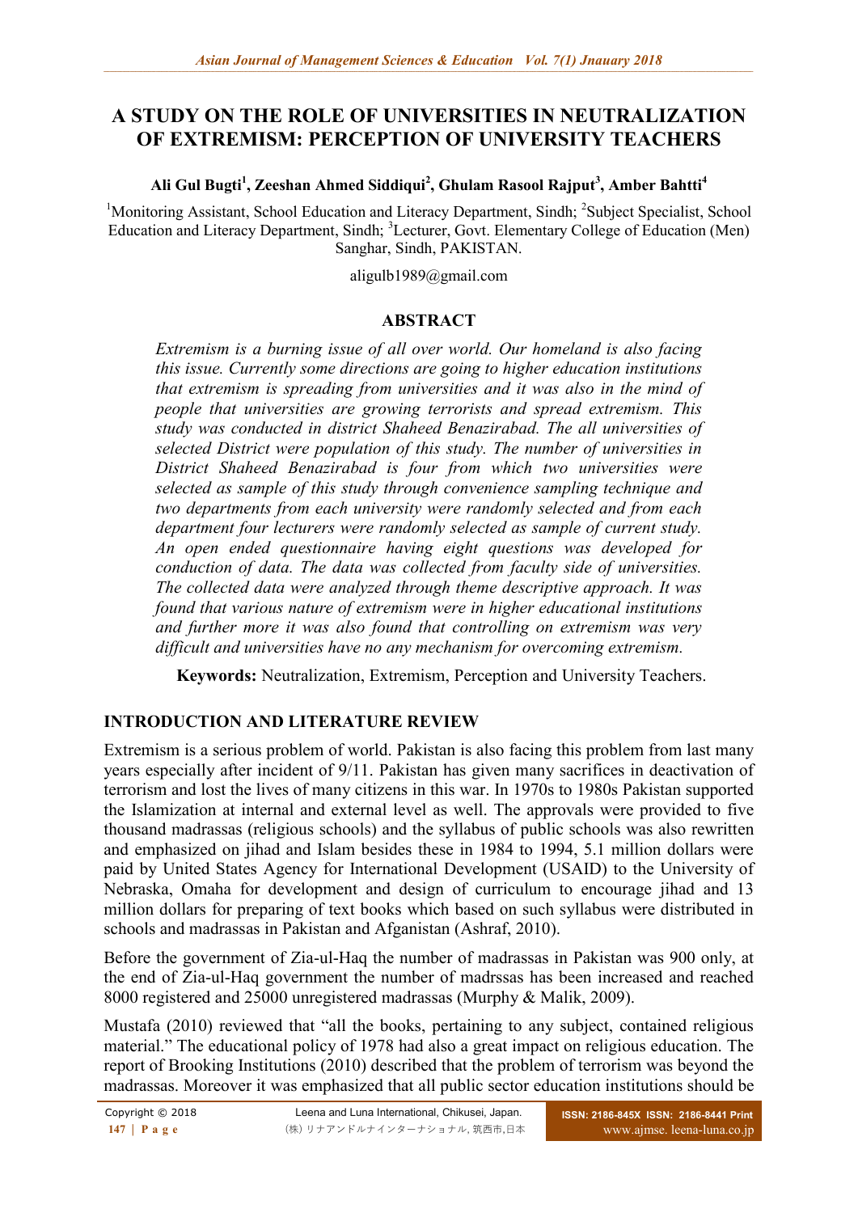# A STUDY ON THE ROLE OF UNIVERSITIES IN NEUTRALIZATION OF EXTREMISM: PERCEPTION OF UNIVERSITY TEACHERS

**Ali Gul Bugti[1], Zeeshan Ahmed Siddiqui[2], Ghulam Rasool Rajput[3], Amber Bahtti[4]**

[1]Monitoring Assistant, School Education and Literacy Department, Sindh; [2]Subject Specialist, School Education and Literacy Department, Sindh; [3]Lecturer, Govt. Elementary College of Education (Men) Sanghar, Sindh, PAKISTAN.

aligulb1989@gmail.com

## ABSTRACT

*Extremism is a burning issue of all over world. Our homeland is also facing this issue. Currently some directions are going to higher education institutions that extremism is spreading from universities and it was also in the mind of people that universities are growing terrorists and spread extremism. This study was conducted in district Shaheed Benazirabad. The all universities of selected District were population of this study. The number of universities in District Shaheed Benazirabad is four from which two universities were selected as sample of this study through convenience sampling technique and two departments from each university were randomly selected and from each department four lecturers were randomly selected as sample of current study. An open ended questionnaire having eight questions was developed for conduction of data. The data was collected from faculty side of universities. The collected data were analyzed through theme descriptive approach. It was found that various nature of extremism were in higher educational institutions and further more it was also found that controlling on extremism was very difficult and universities have no any mechanism for overcoming extremism.*

**Keywords:** Neutralization, Extremism, Perception and University Teachers.

## INTRODUCTION AND LITERATURE REVIEW

Extremism is a serious problem of world. Pakistan is also facing this problem from last many years especially after incident of 9/11. Pakistan has given many sacrifices in deactivation of terrorism and lost the lives of many citizens in this war. In 1970s to 1980s Pakistan supported the Islamization at internal and external level as well. The approvals were provided to five thousand madrassas (religious schools) and the syllabus of public schools was also rewritten and emphasized on jihad and Islam besides these in 1984 to 1994, 5.1 million dollars were paid by United States Agency for International Development (USAID) to the University of Nebraska, Omaha for development and design of curriculum to encourage jihad and 13 million dollars for preparing of text books which based on such syllabus were distributed in schools and madrassas in Pakistan and Afganistan (Ashraf, 2010).

Before the government of Zia-ul-Haq the number of madrassas in Pakistan was 900 only, at the end of Zia-ul-Haq government the number of madrssas has been increased and reached 8000 registered and 25000 unregistered madrassas (Murphy & Malik, 2009).

Mustafa (2010) reviewed that "all the books, pertaining to any subject, contained religious material." The educational policy of 1978 had also a great impact on religious education. The report of Brooking Institutions (2010) described that the problem of terrorism was beyond the madrassas. Moreover it was emphasized that all public sector education institutions should be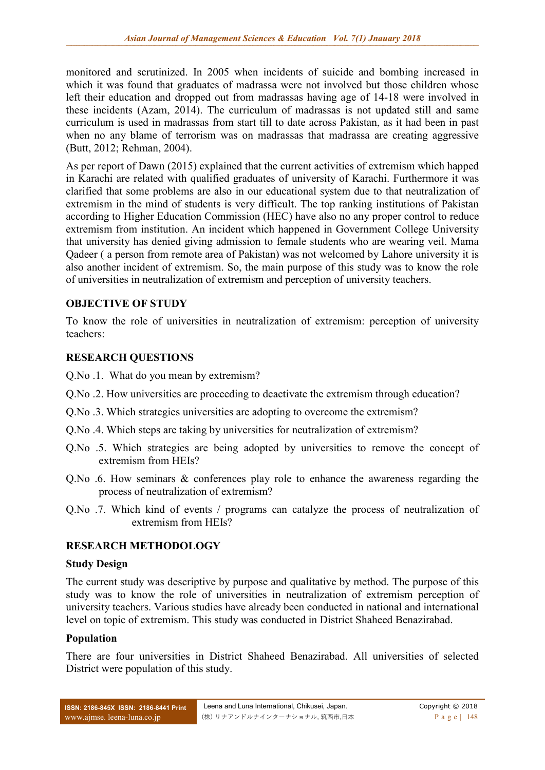monitored and scrutinized. In 2005 when incidents of suicide and bombing increased in which it was found that graduates of madrassa were not involved but those children whose left their education and dropped out from madrassas having age of 14-18 were involved in these incidents (Azam, 2014). The curriculum of madrassas is not updated still and same curriculum is used in madrassas from start till to date across Pakistan, as it had been in past when no any blame of terrorism was on madrassas that madrassa are creating aggressive (Butt, 2012; Rehman, 2004).

As per report of Dawn (2015) explained that the current activities of extremism which happed in Karachi are related with qualified graduates of university of Karachi. Furthermore it was clarified that some problems are also in our educational system due to that neutralization of extremism in the mind of students is very difficult. The top ranking institutions of Pakistan according to Higher Education Commission (HEC) have also no any proper control to reduce extremism from institution. An incident which happened in Government College University that university has denied giving admission to female students who are wearing veil. Mama Qadeer ( a person from remote area of Pakistan) was not welcomed by Lahore university it is also another incident of extremism. So, the main purpose of this study was to know the role of universities in neutralization of extremism and perception of university teachers.

## OBJECTIVE OF STUDY

To know the role of universities in neutralization of extremism: perception of university teachers:

## RESEARCH QUESTIONS

Q.No .1. What do you mean by extremism?

Q.No .2. How universities are proceeding to deactivate the extremism through education?

Q.No .3. Which strategies universities are adopting to overcome the extremism?

Q.No .4. Which steps are taking by universities for neutralization of extremism?

Q.No .5. Which strategies are being adopted by universities to remove the concept of extremism from HEIs?

Q.No .6. How seminars & conferences play role to enhance the awareness regarding the process of neutralization of extremism?

Q.No .7. Which kind of events / programs can catalyze the process of neutralization of extremism from HEIs?

## RESEARCH METHODOLOGY

### Study Design

The current study was descriptive by purpose and qualitative by method. The purpose of this study was to know the role of universities in neutralization of extremism perception of university teachers. Various studies have already been conducted in national and international level on topic of extremism. This study was conducted in District Shaheed Benazirabad.

### Population

There are four universities in District Shaheed Benazirabad. All universities of selected District were population of this study.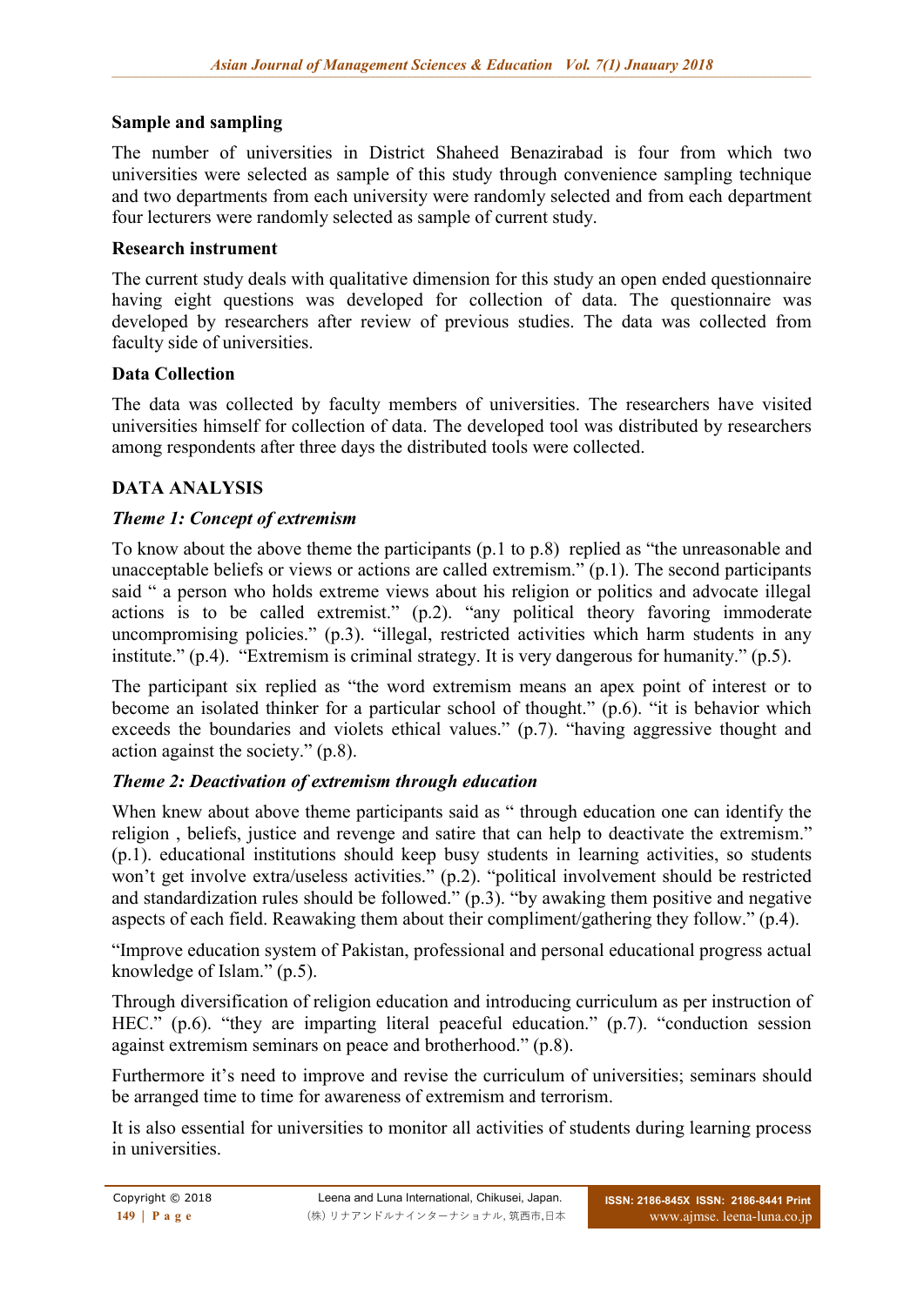## Sample and sampling

The number of universities in District Shaheed Benazirabad is four from which two universities were selected as sample of this study through convenience sampling technique and two departments from each university were randomly selected and from each department four lecturers were randomly selected as sample of current study.

## Research instrument

The current study deals with qualitative dimension for this study an open ended questionnaire having eight questions was developed for collection of data. The questionnaire was developed by researchers after review of previous studies. The data was collected from faculty side of universities.

## Data Collection

The data was collected by faculty members of universities. The researchers have visited universities himself for collection of data. The developed tool was distributed by researchers among respondents after three days the distributed tools were collected.

# DATA ANALYSIS

### *Theme 1: Concept of extremism*

To know about the above theme the participants (p.1 to p.8) replied as "the unreasonable and unacceptable beliefs or views or actions are called extremism." (p.1). The second participants said " a person who holds extreme views about his religion or politics and advocate illegal actions is to be called extremist." (p.2). "any political theory favoring immoderate uncompromising policies." (p.3). "illegal, restricted activities which harm students in any institute." (p.4). "Extremism is criminal strategy. It is very dangerous for humanity." (p.5).

The participant six replied as "the word extremism means an apex point of interest or to become an isolated thinker for a particular school of thought." (p.6). "it is behavior which exceeds the boundaries and violets ethical values." (p.7). "having aggressive thought and action against the society." (p.8).

### *Theme 2: Deactivation of extremism through education*

When knew about above theme participants said as " through education one can identify the religion , beliefs, justice and revenge and satire that can help to deactivate the extremism." (p.1). educational institutions should keep busy students in learning activities, so students won't get involve extra/useless activities." (p.2). "political involvement should be restricted and standardization rules should be followed." (p.3). "by awaking them positive and negative aspects of each field. Reawaking them about their compliment/gathering they follow." (p.4).

"Improve education system of Pakistan, professional and personal educational progress actual knowledge of Islam." (p.5).

Through diversification of religion education and introducing curriculum as per instruction of HEC." (p.6). "they are imparting literal peaceful education." (p.7). "conduction session against extremism seminars on peace and brotherhood." (p.8).

Furthermore it's need to improve and revise the curriculum of universities; seminars should be arranged time to time for awareness of extremism and terrorism.

It is also essential for universities to monitor all activities of students during learning process in universities.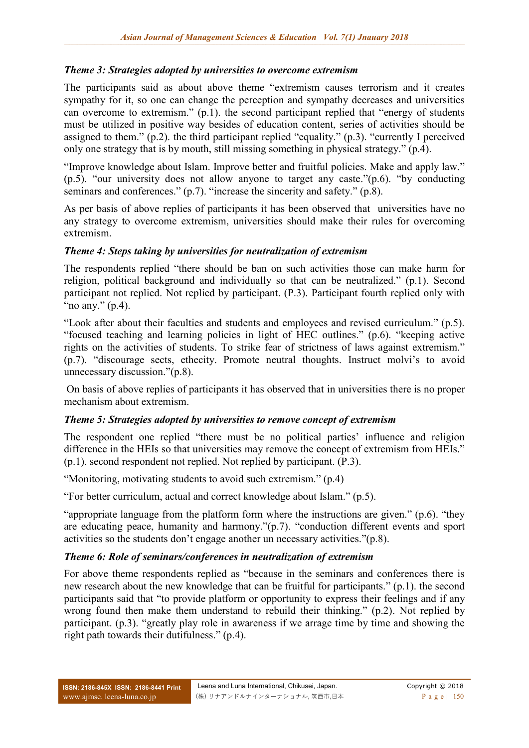### *Theme 3: Strategies adopted by universities to overcome extremism*

The participants said as about above theme "extremism causes terrorism and it creates sympathy for it, so one can change the perception and sympathy decreases and universities can overcome to extremism." (p.1). the second participant replied that "energy of students must be utilized in positive way besides of education content, series of activities should be assigned to them." (p.2). the third participant replied "equality." (p.3). "currently I perceived only one strategy that is by mouth, still missing something in physical strategy." (p.4).

"Improve knowledge about Islam. Improve better and fruitful policies. Make and apply law." (p.5). "our university does not allow anyone to target any caste."(p.6). "by conducting seminars and conferences." (p.7). "increase the sincerity and safety." (p.8).

As per basis of above replies of participants it has been observed that universities have no any strategy to overcome extremism, universities should make their rules for overcoming extremism.

### *Theme 4: Steps taking by universities for neutralization of extremism*

The respondents replied "there should be ban on such activities those can make harm for religion, political background and individually so that can be neutralized." (p.1). Second participant not replied. Not replied by participant. (P.3). Participant fourth replied only with "no any." (p.4).

"Look after about their faculties and students and employees and revised curriculum." (p.5). "focused teaching and learning policies in light of HEC outlines." (p.6). "keeping active rights on the activities of students. To strike fear of strictness of laws against extremism." (p.7). "discourage sects, ethecity. Promote neutral thoughts. Instruct molvi's to avoid unnecessary discussion."(p.8).

On basis of above replies of participants it has observed that in universities there is no proper mechanism about extremism.

### *Theme 5: Strategies adopted by universities to remove concept of extremism*

The respondent one replied "there must be no political parties' influence and religion difference in the HEIs so that universities may remove the concept of extremism from HEIs." (p.1). second respondent not replied. Not replied by participant. (P.3).

"Monitoring, motivating students to avoid such extremism." (p.4)

"For better curriculum, actual and correct knowledge about Islam." (p.5).

"appropriate language from the platform form where the instructions are given." (p.6). "they are educating peace, humanity and harmony."(p.7). "conduction different events and sport activities so the students don't engage another un necessary activities."(p.8).

### *Theme 6: Role of seminars/conferences in neutralization of extremism*

For above theme respondents replied as "because in the seminars and conferences there is new research about the new knowledge that can be fruitful for participants." (p.1). the second participants said that "to provide platform or opportunity to express their feelings and if any wrong found then make them understand to rebuild their thinking." (p.2). Not replied by participant. (p.3). "greatly play role in awareness if we arrage time by time and showing the right path towards their dutifulness." (p.4).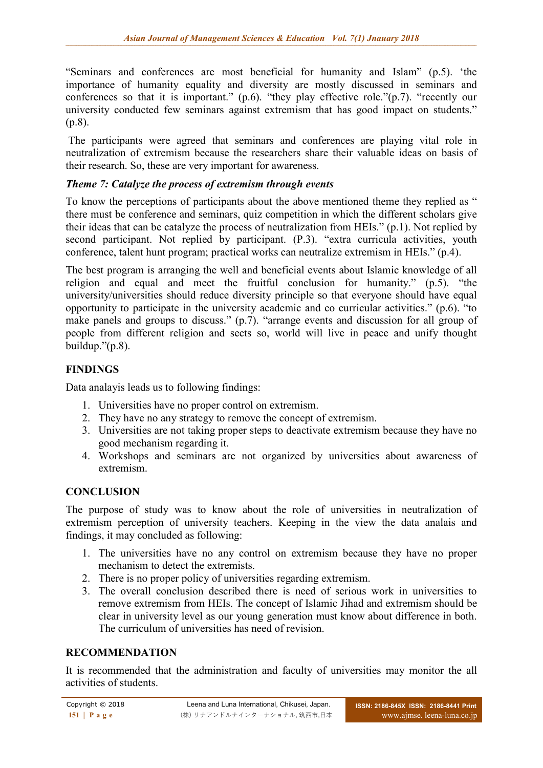"Seminars and conferences are most beneficial for humanity and Islam" (p.5). 'the importance of humanity equality and diversity are mostly discussed in seminars and conferences so that it is important." (p.6). "they play effective role."(p.7). "recently our university conducted few seminars against extremism that has good impact on students." (p.8).

The participants were agreed that seminars and conferences are playing vital role in neutralization of extremism because the researchers share their valuable ideas on basis of their research. So, these are very important for awareness.

***Theme 7: Catalyze the process of extremism through events***

To know the perceptions of participants about the above mentioned theme they replied as " there must be conference and seminars, quiz competition in which the different scholars give their ideas that can be catalyze the process of neutralization from HEIs." (p.1). Not replied by second participant. Not replied by participant. (P.3). "extra curricula activities, youth conference, talent hunt program; practical works can neutralize extremism in HEIs." (p.4).

The best program is arranging the well and beneficial events about Islamic knowledge of all religion and equal and meet the fruitful conclusion for humanity." (p.5). "the university/universities should reduce diversity principle so that everyone should have equal opportunity to participate in the university academic and co curricular activities." (p.6). "to make panels and groups to discuss." (p.7). "arrange events and discussion for all group of people from different religion and sects so, world will live in peace and unify thought buildup."(p.8).

## FINDINGS

Data analayis leads us to following findings:

1. Universities have no proper control on extremism.
2. They have no any strategy to remove the concept of extremism.
3. Universities are not taking proper steps to deactivate extremism because they have no good mechanism regarding it.
4. Workshops and seminars are not organized by universities about awareness of extremism.

## CONCLUSION

The purpose of study was to know about the role of universities in neutralization of extremism perception of university teachers. Keeping in the view the data analais and findings, it may concluded as following:

1. The universities have no any control on extremism because they have no proper mechanism to detect the extremists.
2. There is no proper policy of universities regarding extremism.
3. The overall conclusion described there is need of serious work in universities to remove extremism from HEIs. The concept of Islamic Jihad and extremism should be clear in university level as our young generation must know about difference in both. The curriculum of universities has need of revision.

## RECOMMENDATION

It is recommended that the administration and faculty of universities may monitor the all activities of students.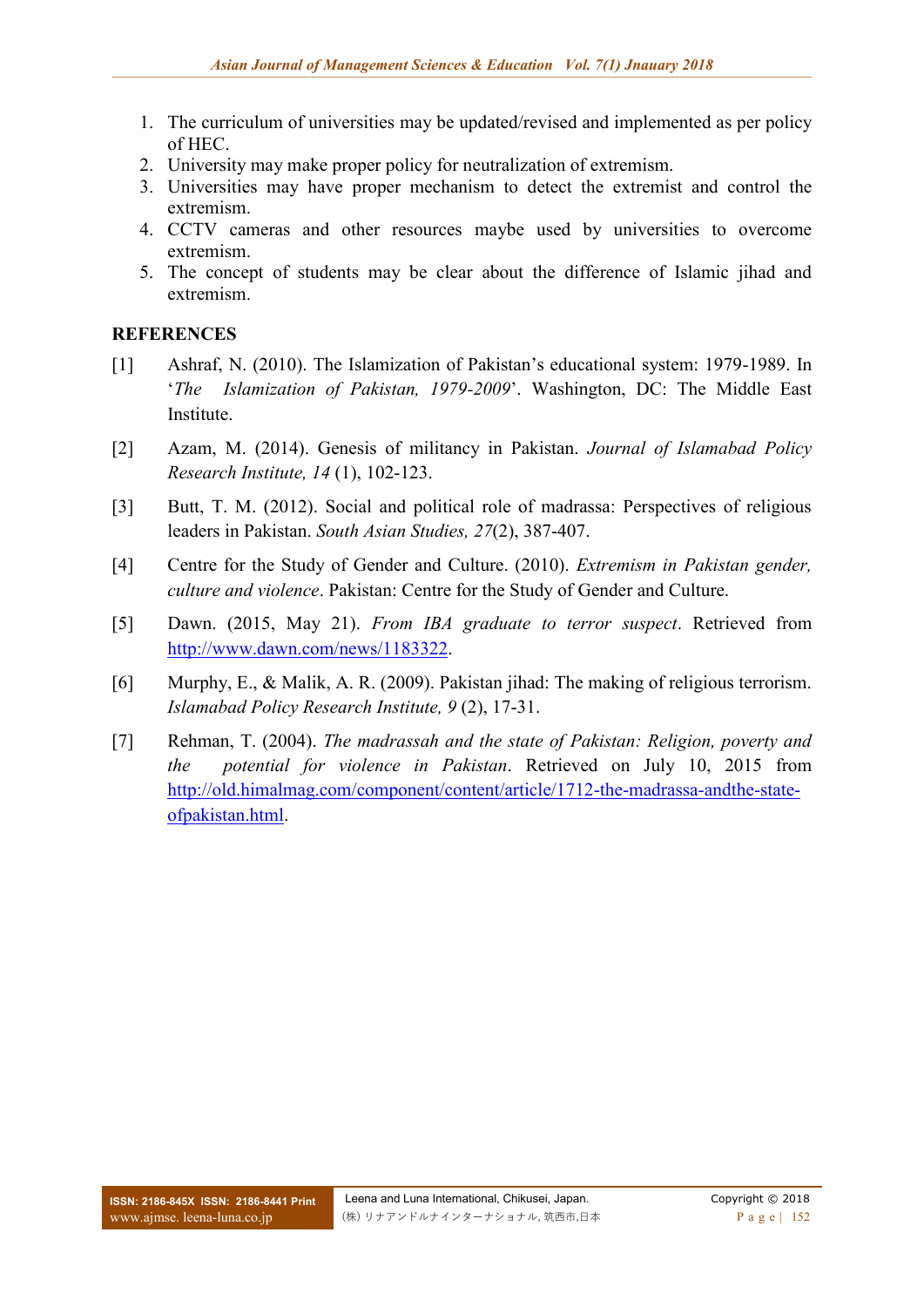1. The curriculum of universities may be updated/revised and implemented as per policy of HEC.
2. University may make proper policy for neutralization of extremism.
3. Universities may have proper mechanism to detect the extremist and control the extremism.
4. CCTV cameras and other resources maybe used by universities to overcome extremism.
5. The concept of students may be clear about the difference of Islamic jihad and extremism.

## REFERENCES

[1] Ashraf, N. (2010). The Islamization of Pakistan's educational system: 1979-1989. In '*The Islamization of Pakistan, 1979-2009*'. Washington, DC: The Middle East Institute.

[2] Azam, M. (2014). Genesis of militancy in Pakistan. *Journal of Islamabad Policy Research Institute, 14* (1), 102-123.

[3] Butt, T. M. (2012). Social and political role of madrassa: Perspectives of religious leaders in Pakistan. *South Asian Studies, 27*(2), 387-407.

[4] Centre for the Study of Gender and Culture. (2010). *Extremism in Pakistan gender, culture and violence*. Pakistan: Centre for the Study of Gender and Culture.

[5] Dawn. (2015, May 21). *From IBA graduate to terror suspect*. Retrieved from http://www.dawn.com/news/1183322.

[6] Murphy, E., & Malik, A. R. (2009). Pakistan jihad: The making of religious terrorism. *Islamabad Policy Research Institute, 9* (2), 17-31.

[7] Rehman, T. (2004). *The madrassah and the state of Pakistan: Religion, poverty and the potential for violence in Pakistan*. Retrieved on July 10, 2015 from http://old.himalmag.com/component/content/article/1712-the-madrassa-andthe-state-ofpakistan.html.